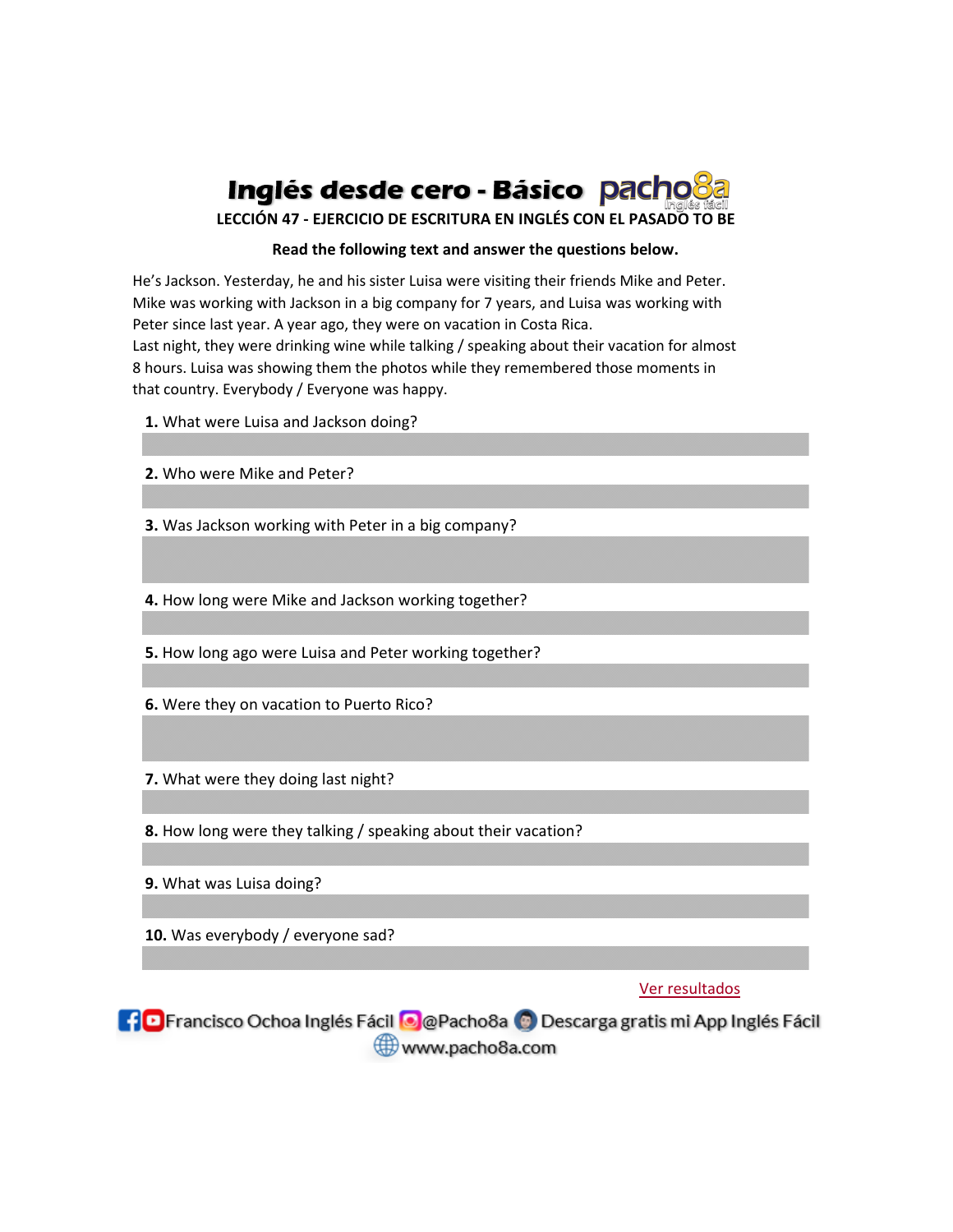# Inglés desde cero - Básico pacho8a Inglés fácil

**LECCIÓN 47 - EJERCICIO DE ESCRITURA EN INGLÉS CON EL PASADO TO BE**

**Read the following text and answer the questions below.**

He's Jackson. Yesterday, he and his sister Luisa were visiting their friends Mike and Peter. Mike was working with Jackson in a big company for 7 years, and Luisa was working with Peter since last year. A year ago, they were on vacation in Costa Rica.
Last night, they were drinking wine while talking / speaking about their vacation for almost 8 hours. Luisa was showing them the photos while they remembered those moments in that country. Everybody / Everyone was happy.

**1.** What were Luisa and Jackson doing?

**2.** Who were Mike and Peter?

**3.** Was Jackson working with Peter in a big company?

**4.** How long were Mike and Jackson working together?

**5.** How long ago were Luisa and Peter working together?

**6.** Were they on vacation to Puerto Rico?

**7.** What were they doing last night?

**8.** How long were they talking / speaking about their vacation?

**9.** What was Luisa doing?

**10.** Was everybody / everyone sad?

Ver resultados

Francisco Ochoa Inglés Fácil @Pacho8a Descarga gratis mi App Inglés Fácil
www.pacho8a.com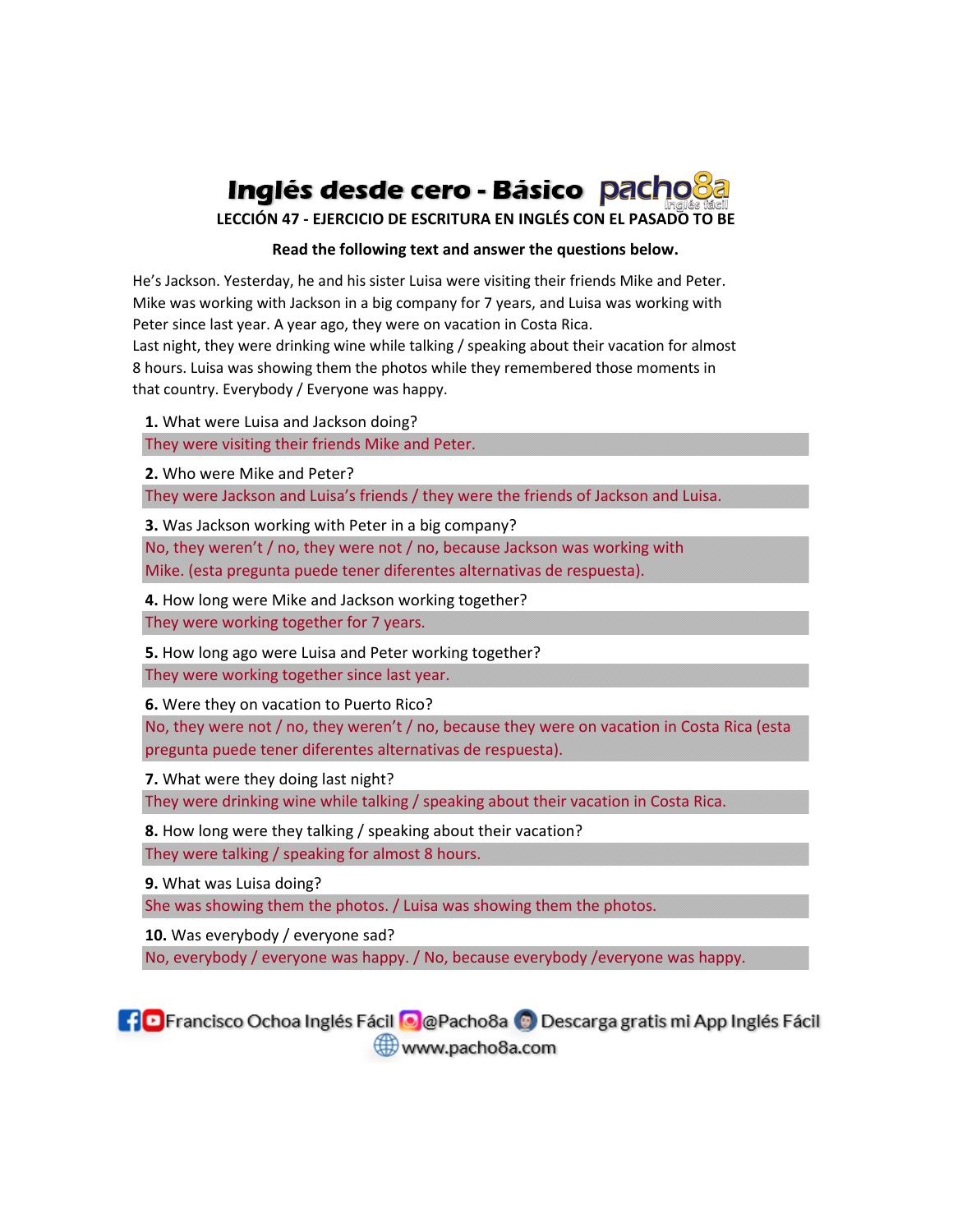# Inglés desde cero - Básico pacho8a

**LECCIÓN 47 - EJERCICIO DE ESCRITURA EN INGLÉS CON EL PASADO TO BE**

**Read the following text and answer the questions below.**

He's Jackson. Yesterday, he and his sister Luisa were visiting their friends Mike and Peter. Mike was working with Jackson in a big company for 7 years, and Luisa was working with Peter since last year. A year ago, they were on vacation in Costa Rica.
Last night, they were drinking wine while talking / speaking about their vacation for almost 8 hours. Luisa was showing them the photos while they remembered those moments in that country. Everybody / Everyone was happy.

**1.** What were Luisa and Jackson doing?
They were visiting their friends Mike and Peter.

**2.** Who were Mike and Peter?
They were Jackson and Luisa's friends / they were the friends of Jackson and Luisa.

**3.** Was Jackson working with Peter in a big company?
No, they weren't / no, they were not / no, because Jackson was working with Mike. (esta pregunta puede tener diferentes alternativas de respuesta).

**4.** How long were Mike and Jackson working together?
They were working together for 7 years.

**5.** How long ago were Luisa and Peter working together?
They were working together since last year.

**6.** Were they on vacation to Puerto Rico?
No, they were not / no, they weren't / no, because they were on vacation in Costa Rica (esta pregunta puede tener diferentes alternativas de respuesta).

**7.** What were they doing last night?
They were drinking wine while talking / speaking about their vacation in Costa Rica.

**8.** How long were they talking / speaking about their vacation?
They were talking / speaking for almost 8 hours.

**9.** What was Luisa doing?
She was showing them the photos. / Luisa was showing them the photos.

**10.** Was everybody / everyone sad?
No, everybody / everyone was happy. / No, because everybody /everyone was happy.

Francisco Ochoa Inglés Fácil @Pacho8a Descarga gratis mi App Inglés Fácil
www.pacho8a.com